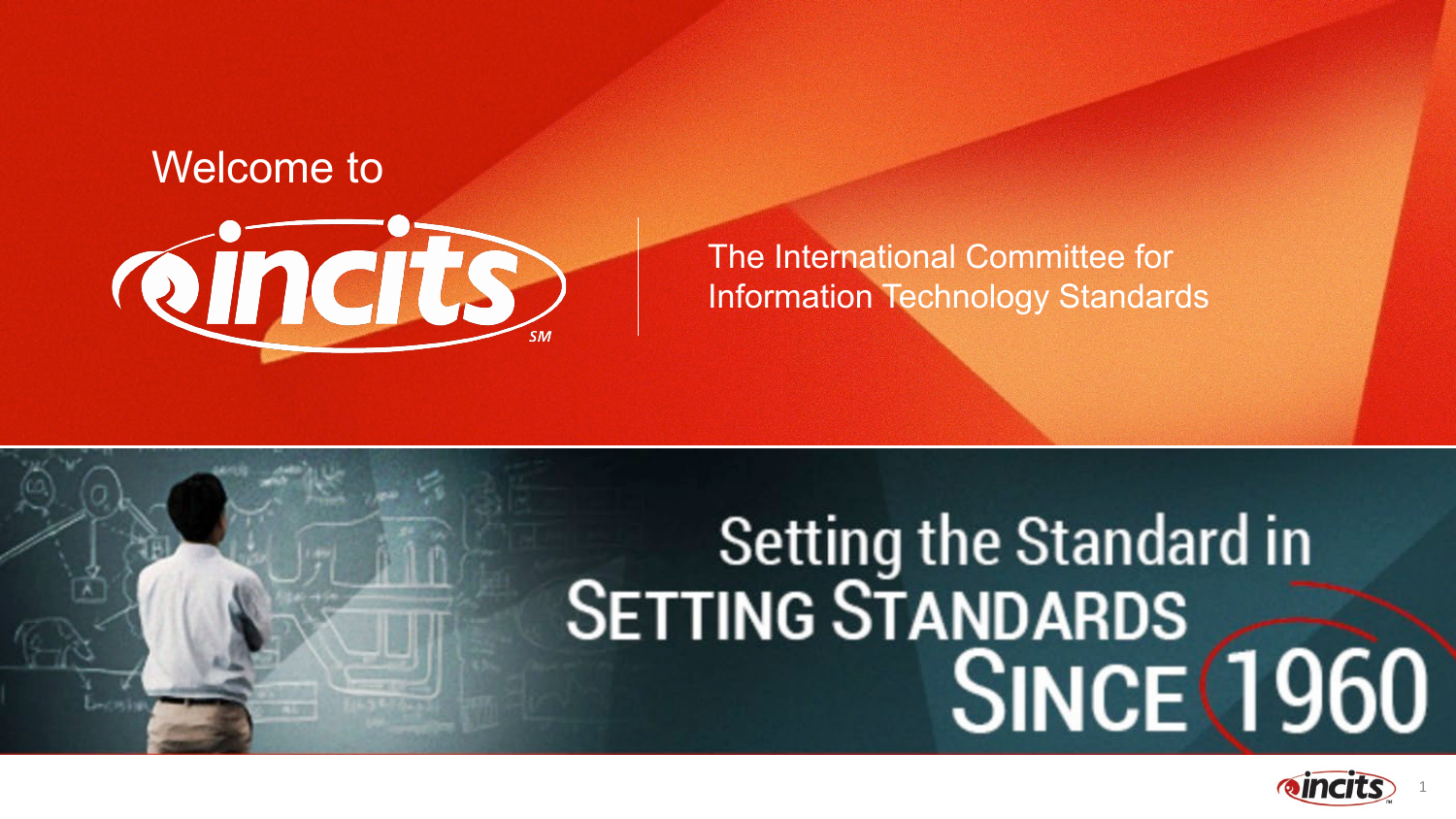Welcome to

# incits

The International Committee for Information Technology Standards

## Setting the Standard in Setting Standards Since 1960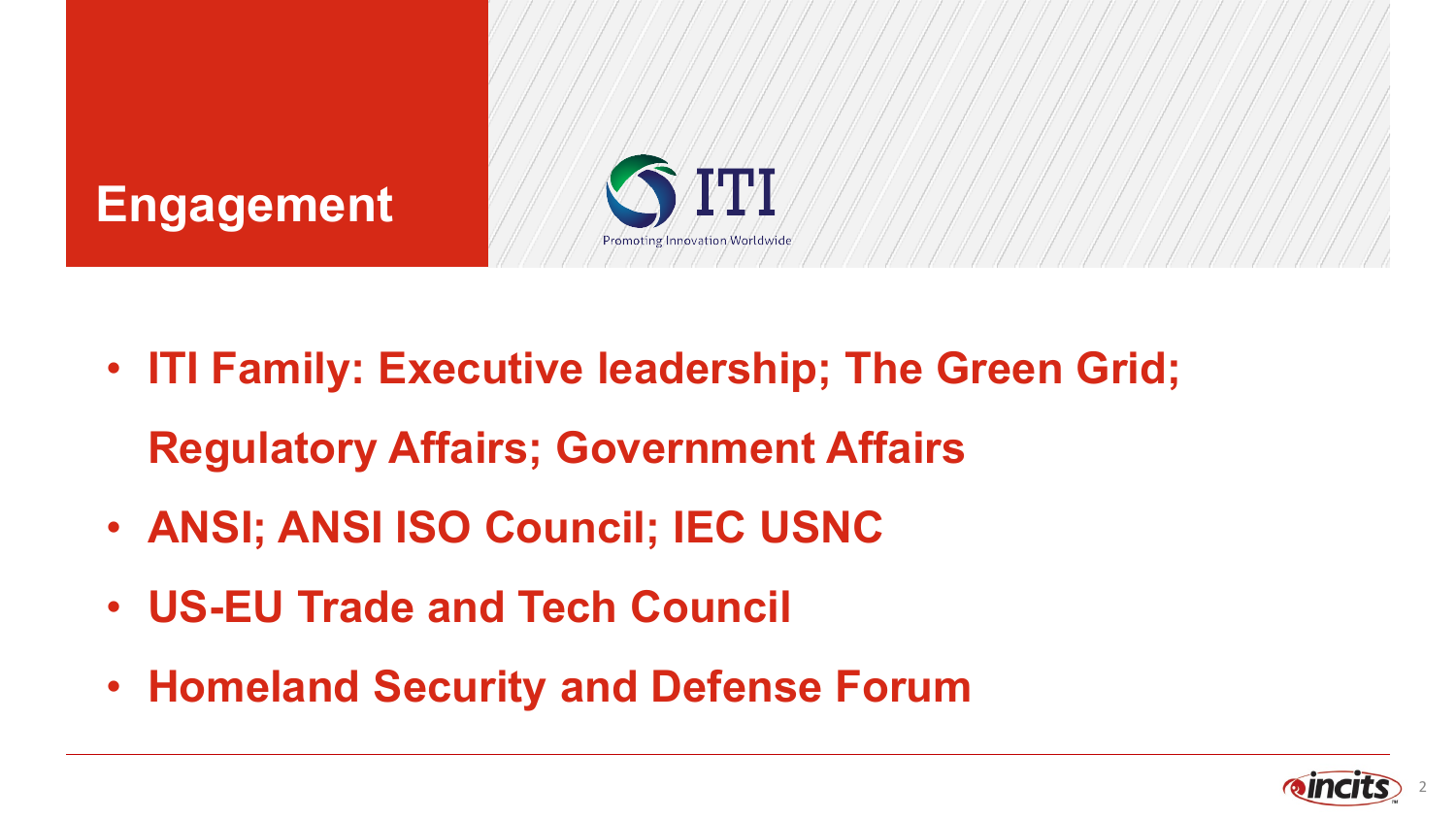# Engagement

ITI
Promoting Innovation Worldwide

- **ITI Family: Executive leadership; The Green Grid; Regulatory Affairs; Government Affairs**
- **ANSI; ANSI ISO Council; IEC USNC**
- **US-EU Trade and Tech Council**
- **Homeland Security and Defense Forum**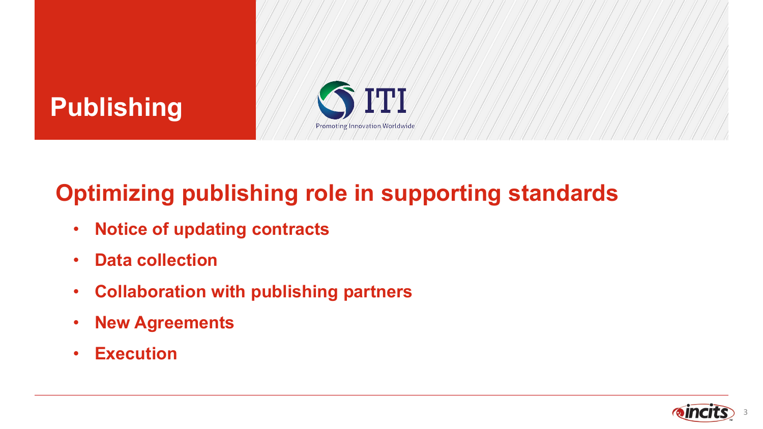# Publishing

ITI
Promoting Innovation Worldwide

## Optimizing publishing role in supporting standards

- **Notice of updating contracts**
- **Data collection**
- **Collaboration with publishing partners**
- **New Agreements**
- **Execution**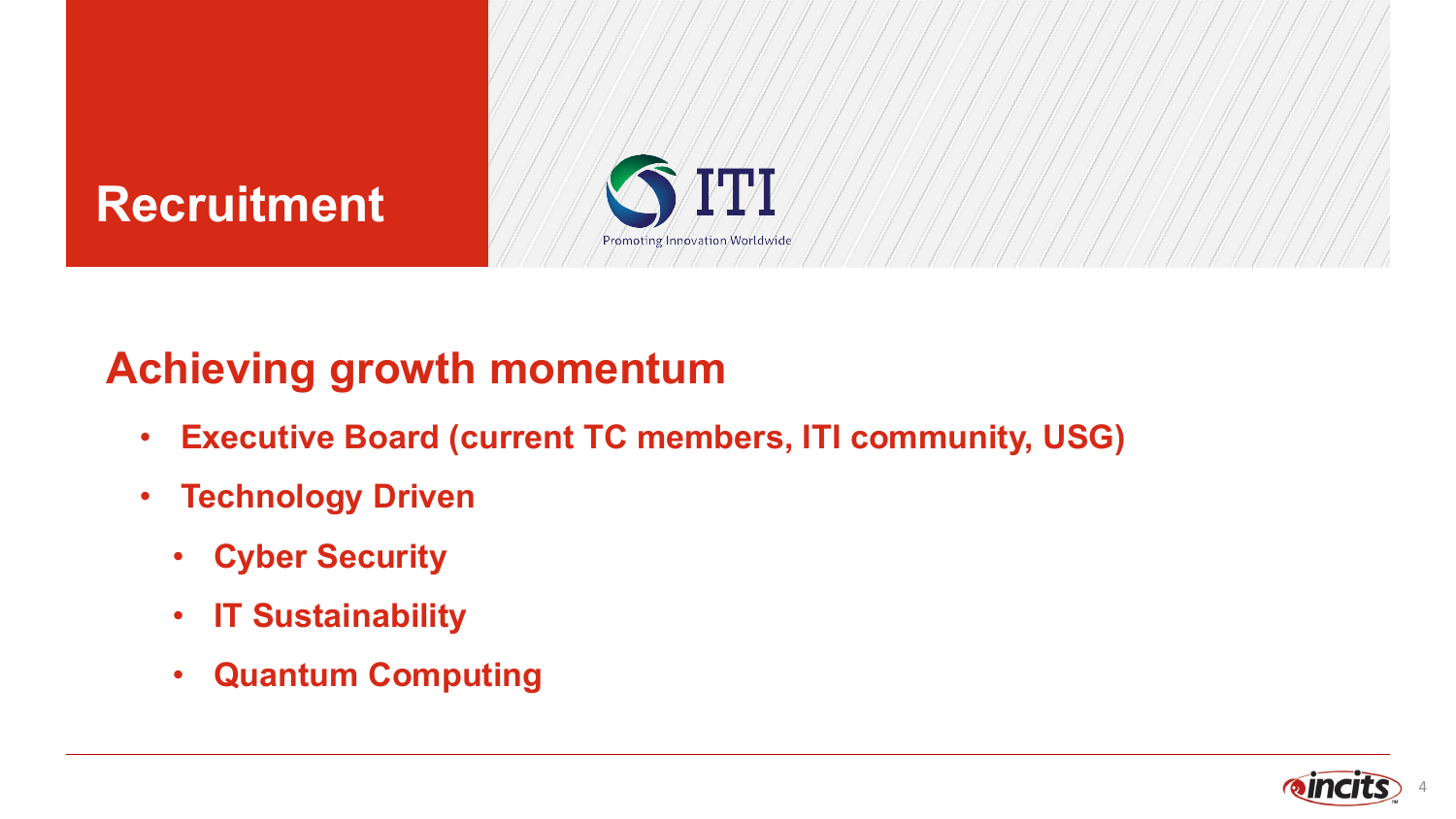# Recruitment

ITI

Promoting Innovation Worldwide

## Achieving growth momentum

- **Executive Board (current TC members, ITI community, USG)**
- **Technology Driven**
  - **Cyber Security**
  - **IT Sustainability**
  - **Quantum Computing**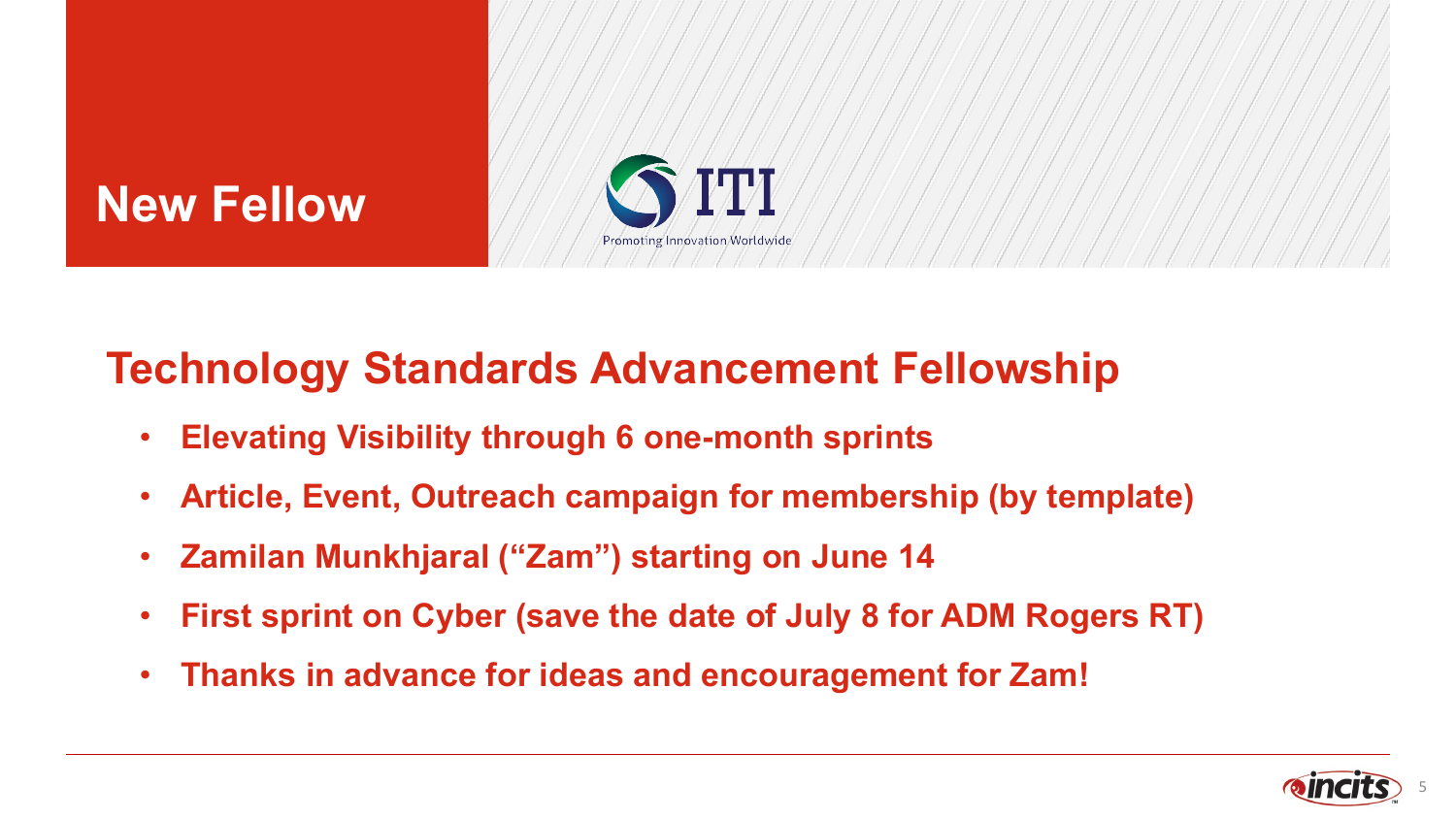# New Fellow

ITI
Promoting Innovation Worldwide

## Technology Standards Advancement Fellowship

- **Elevating Visibility through 6 one-month sprints**
- **Article, Event, Outreach campaign for membership (by template)**
- **Zamilan Munkhjaral (“Zam”) starting on June 14**
- **First sprint on Cyber (save the date of July 8 for ADM Rogers RT)**
- **Thanks in advance for ideas and encouragement for Zam!**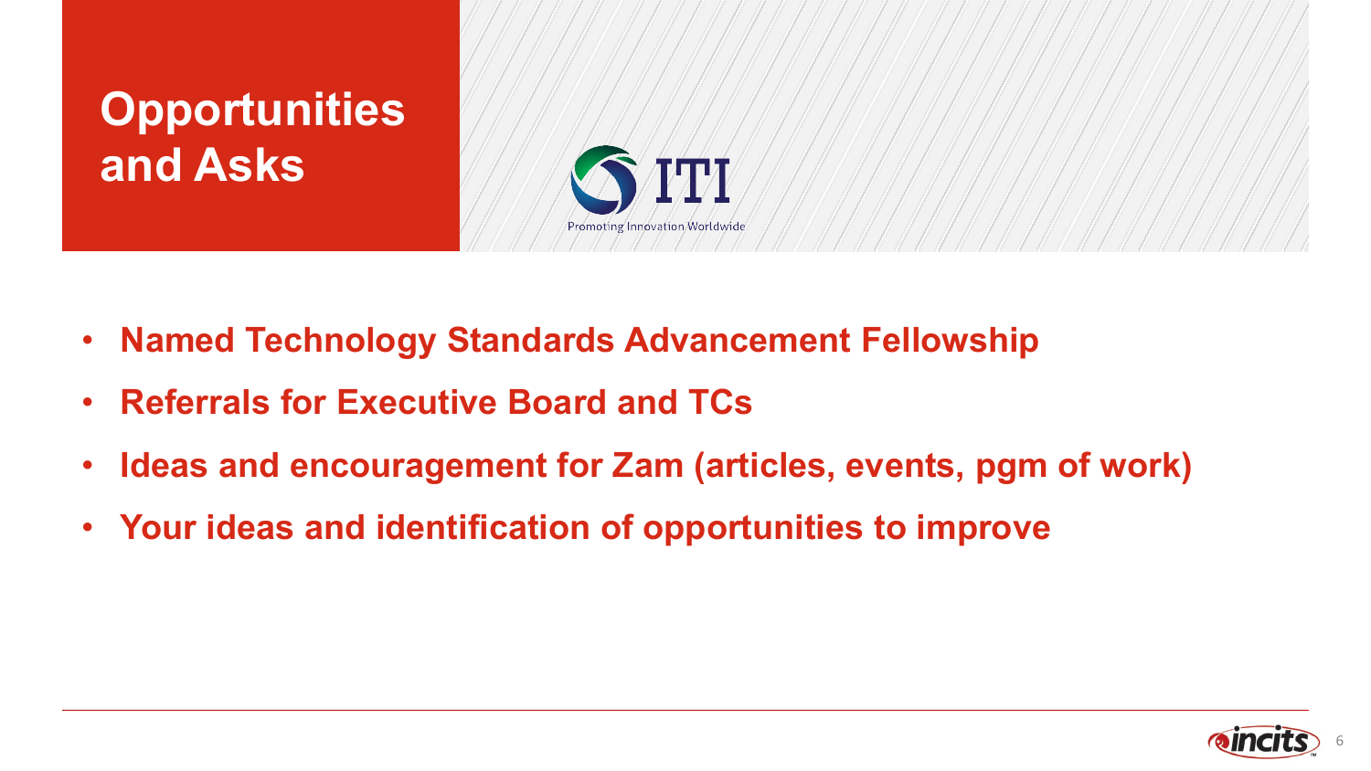# Opportunities and Asks

- **Named Technology Standards Advancement Fellowship**
- **Referrals for Executive Board and TCs**
- **Ideas and encouragement for Zam (articles, events, pgm of work)**
- **Your ideas and identification of opportunities to improve**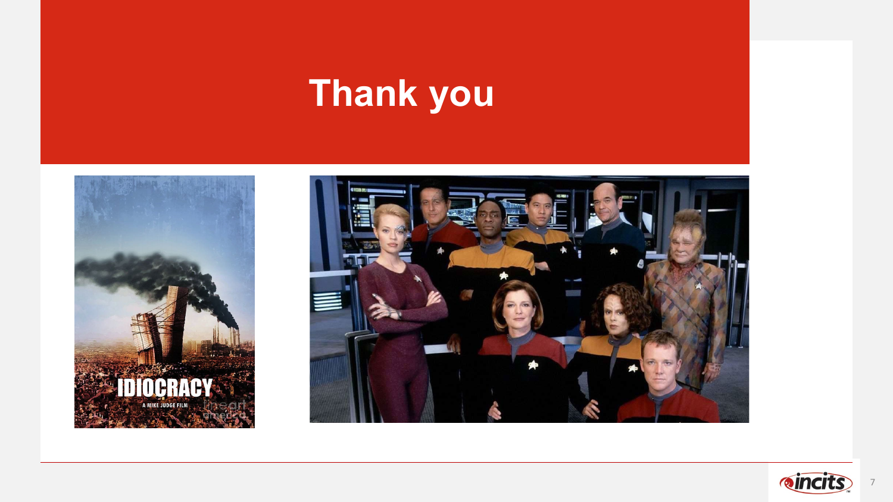# Thank you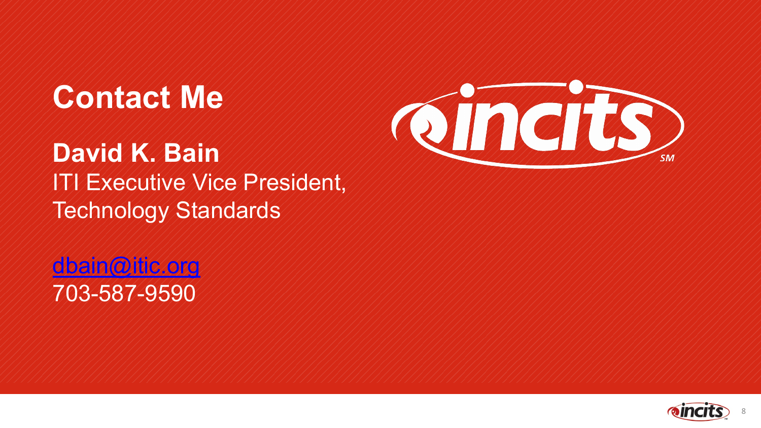# Contact Me

**David K. Bain**
ITI Executive Vice President,
Technology Standards

[dbain@itic.org](mailto:dbain@itic.org)
703-587-9590